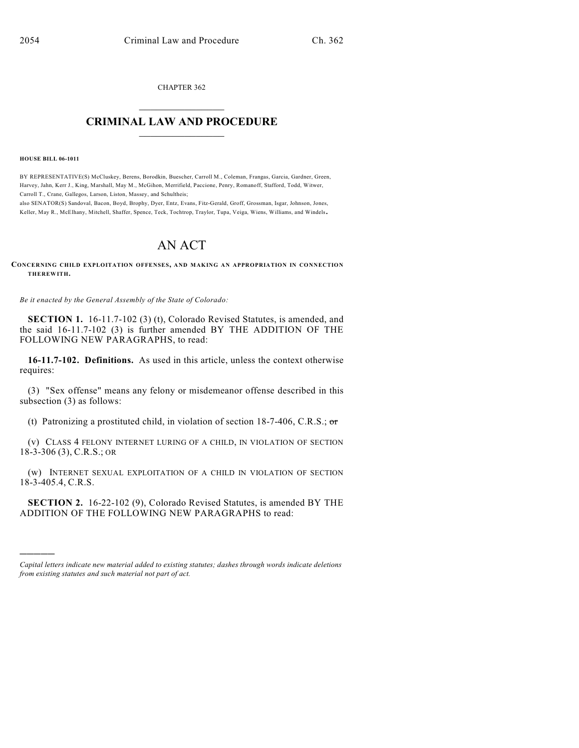CHAPTER 362

# CRIMINAL LAW AND PROCEDURE

**HOUSE BILL 06-1011**

BY REPRESENTATIVE(S) McCluskey, Berens, Borodkin, Buescher, Carroll M., Coleman, Frangas, Garcia, Gardner, Green, Harvey, Jahn, Kerr J., King, Marshall, May M., McGihon, Merrifield, Paccione, Penry, Romanoff, Stafford, Todd, Witwer, Carroll T., Crane, Gallegos, Larson, Liston, Massey, and Schultheis;
also SENATOR(S) Sandoval, Bacon, Boyd, Brophy, Dyer, Entz, Evans, Fitz-Gerald, Groff, Grossman, Isgar, Johnson, Jones, Keller, May R., McElhany, Mitchell, Shaffer, Spence, Teck, Tochtrop, Traylor, Tupa, Veiga, Wiens, Williams, and Windels.

# AN ACT

**CONCERNING CHILD EXPLOITATION OFFENSES, AND MAKING AN APPROPRIATION IN CONNECTION THEREWITH.**

*Be it enacted by the General Assembly of the State of Colorado:*

**SECTION 1.** 16-11.7-102 (3) (t), Colorado Revised Statutes, is amended, and the said 16-11.7-102 (3) is further amended BY THE ADDITION OF THE FOLLOWING NEW PARAGRAPHS, to read:

**16-11.7-102. Definitions.** As used in this article, unless the context otherwise requires:

(3) "Sex offense" means any felony or misdemeanor offense described in this subsection (3) as follows:

(t) Patronizing a prostituted child, in violation of section 18-7-406, C.R.S.; ~~or~~

(v) CLASS 4 FELONY INTERNET LURING OF A CHILD, IN VIOLATION OF SECTION 18-3-306 (3), C.R.S.; OR

(w) INTERNET SEXUAL EXPLOITATION OF A CHILD IN VIOLATION OF SECTION 18-3-405.4, C.R.S.

**SECTION 2.** 16-22-102 (9), Colorado Revised Statutes, is amended BY THE ADDITION OF THE FOLLOWING NEW PARAGRAPHS to read:

---

*Capital letters indicate new material added to existing statutes; dashes through words indicate deletions from existing statutes and such material not part of act.*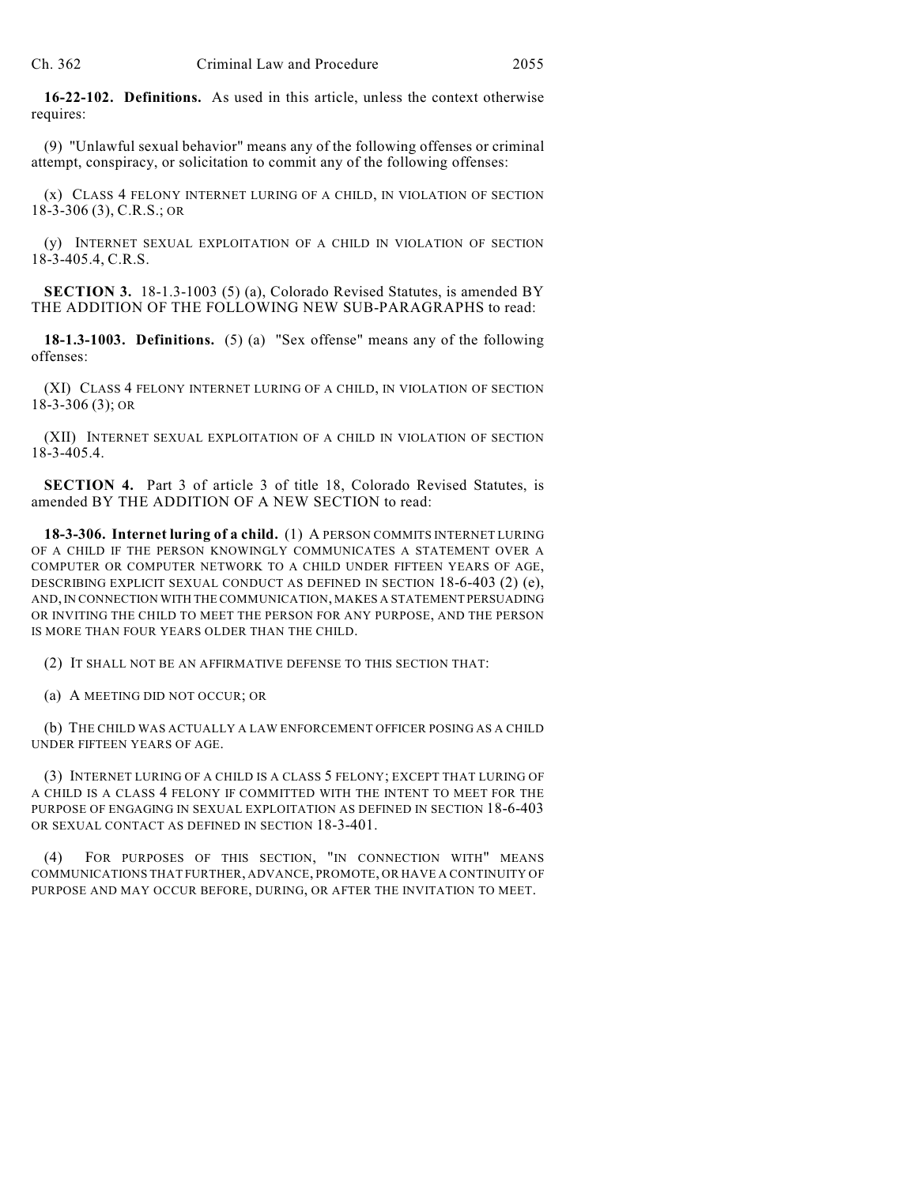**16-22-102. Definitions.** As used in this article, unless the context otherwise requires:

(9) "Unlawful sexual behavior" means any of the following offenses or criminal attempt, conspiracy, or solicitation to commit any of the following offenses:

(x) CLASS 4 FELONY INTERNET LURING OF A CHILD, IN VIOLATION OF SECTION 18-3-306 (3), C.R.S.; OR

(y) INTERNET SEXUAL EXPLOITATION OF A CHILD IN VIOLATION OF SECTION 18-3-405.4, C.R.S.

**SECTION 3.** 18-1.3-1003 (5) (a), Colorado Revised Statutes, is amended BY THE ADDITION OF THE FOLLOWING NEW SUB-PARAGRAPHS to read:

**18-1.3-1003. Definitions.** (5) (a) "Sex offense" means any of the following offenses:

(XI) CLASS 4 FELONY INTERNET LURING OF A CHILD, IN VIOLATION OF SECTION 18-3-306 (3); OR

(XII) INTERNET SEXUAL EXPLOITATION OF A CHILD IN VIOLATION OF SECTION 18-3-405.4.

**SECTION 4.** Part 3 of article 3 of title 18, Colorado Revised Statutes, is amended BY THE ADDITION OF A NEW SECTION to read:

**18-3-306. Internet luring of a child.** (1) A PERSON COMMITS INTERNET LURING OF A CHILD IF THE PERSON KNOWINGLY COMMUNICATES A STATEMENT OVER A COMPUTER OR COMPUTER NETWORK TO A CHILD UNDER FIFTEEN YEARS OF AGE, DESCRIBING EXPLICIT SEXUAL CONDUCT AS DEFINED IN SECTION 18-6-403 (2) (e), AND, IN CONNECTION WITH THE COMMUNICATION, MAKES A STATEMENT PERSUADING OR INVITING THE CHILD TO MEET THE PERSON FOR ANY PURPOSE, AND THE PERSON IS MORE THAN FOUR YEARS OLDER THAN THE CHILD.

(2) IT SHALL NOT BE AN AFFIRMATIVE DEFENSE TO THIS SECTION THAT:

(a) A MEETING DID NOT OCCUR; OR

(b) THE CHILD WAS ACTUALLY A LAW ENFORCEMENT OFFICER POSING AS A CHILD UNDER FIFTEEN YEARS OF AGE.

(3) INTERNET LURING OF A CHILD IS A CLASS 5 FELONY; EXCEPT THAT LURING OF A CHILD IS A CLASS 4 FELONY IF COMMITTED WITH THE INTENT TO MEET FOR THE PURPOSE OF ENGAGING IN SEXUAL EXPLOITATION AS DEFINED IN SECTION 18-6-403 OR SEXUAL CONTACT AS DEFINED IN SECTION 18-3-401.

(4) FOR PURPOSES OF THIS SECTION, "IN CONNECTION WITH" MEANS COMMUNICATIONS THAT FURTHER, ADVANCE, PROMOTE, OR HAVE A CONTINUITY OF PURPOSE AND MAY OCCUR BEFORE, DURING, OR AFTER THE INVITATION TO MEET.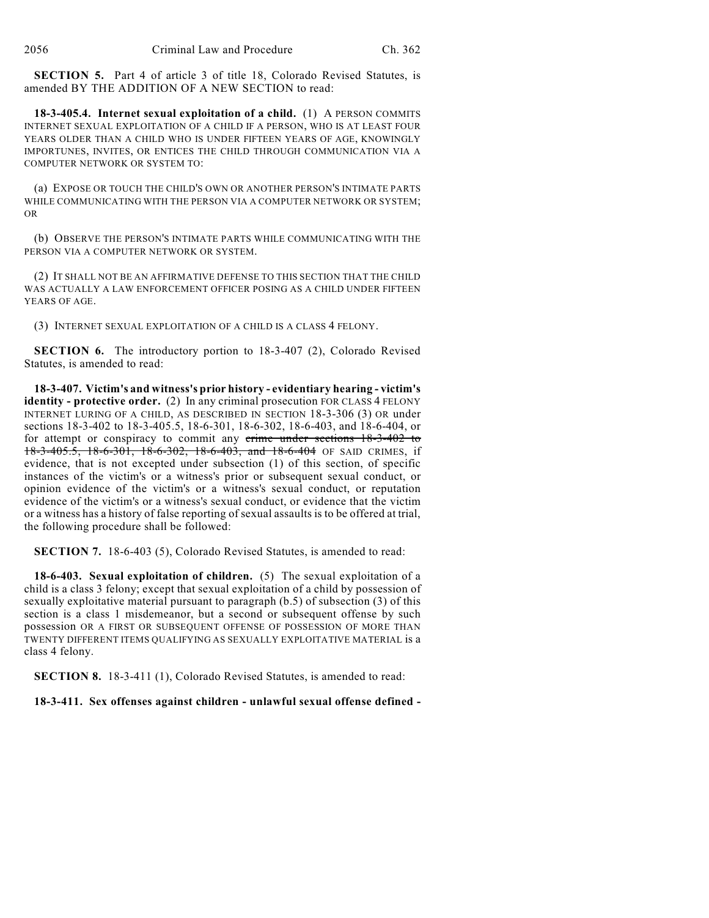**SECTION 5.** Part 4 of article 3 of title 18, Colorado Revised Statutes, is amended BY THE ADDITION OF A NEW SECTION to read:

**18-3-405.4. Internet sexual exploitation of a child.** (1) A PERSON COMMITS INTERNET SEXUAL EXPLOITATION OF A CHILD IF A PERSON, WHO IS AT LEAST FOUR YEARS OLDER THAN A CHILD WHO IS UNDER FIFTEEN YEARS OF AGE, KNOWINGLY IMPORTUNES, INVITES, OR ENTICES THE CHILD THROUGH COMMUNICATION VIA A COMPUTER NETWORK OR SYSTEM TO:

(a) EXPOSE OR TOUCH THE CHILD'S OWN OR ANOTHER PERSON'S INTIMATE PARTS WHILE COMMUNICATING WITH THE PERSON VIA A COMPUTER NETWORK OR SYSTEM; OR

(b) OBSERVE THE PERSON'S INTIMATE PARTS WHILE COMMUNICATING WITH THE PERSON VIA A COMPUTER NETWORK OR SYSTEM.

(2) IT SHALL NOT BE AN AFFIRMATIVE DEFENSE TO THIS SECTION THAT THE CHILD WAS ACTUALLY A LAW ENFORCEMENT OFFICER POSING AS A CHILD UNDER FIFTEEN YEARS OF AGE.

(3) INTERNET SEXUAL EXPLOITATION OF A CHILD IS A CLASS 4 FELONY.

**SECTION 6.** The introductory portion to 18-3-407 (2), Colorado Revised Statutes, is amended to read:

**18-3-407. Victim's and witness's prior history - evidentiary hearing - victim's identity - protective order.** (2) In any criminal prosecution FOR CLASS 4 FELONY INTERNET LURING OF A CHILD, AS DESCRIBED IN SECTION 18-3-306 (3) OR under sections 18-3-402 to 18-3-405.5, 18-6-301, 18-6-302, 18-6-403, and 18-6-404, or for attempt or conspiracy to commit any ~~crime under sections 18-3-402 to 18-3-405.5, 18-6-301, 18-6-302, 18-6-403, and 18-6-404~~ OF SAID CRIMES, if evidence, that is not excepted under subsection (1) of this section, of specific instances of the victim's or a witness's prior or subsequent sexual conduct, or opinion evidence of the victim's or a witness's sexual conduct, or reputation evidence of the victim's or a witness's sexual conduct, or evidence that the victim or a witness has a history of false reporting of sexual assaults is to be offered at trial, the following procedure shall be followed:

**SECTION 7.** 18-6-403 (5), Colorado Revised Statutes, is amended to read:

**18-6-403. Sexual exploitation of children.** (5) The sexual exploitation of a child is a class 3 felony; except that sexual exploitation of a child by possession of sexually exploitative material pursuant to paragraph (b.5) of subsection (3) of this section is a class 1 misdemeanor, but a second or subsequent offense by such possession OR A FIRST OR SUBSEQUENT OFFENSE OF POSSESSION OF MORE THAN TWENTY DIFFERENT ITEMS QUALIFYING AS SEXUALLY EXPLOITATIVE MATERIAL is a class 4 felony.

**SECTION 8.** 18-3-411 (1), Colorado Revised Statutes, is amended to read:

**18-3-411. Sex offenses against children - unlawful sexual offense defined -**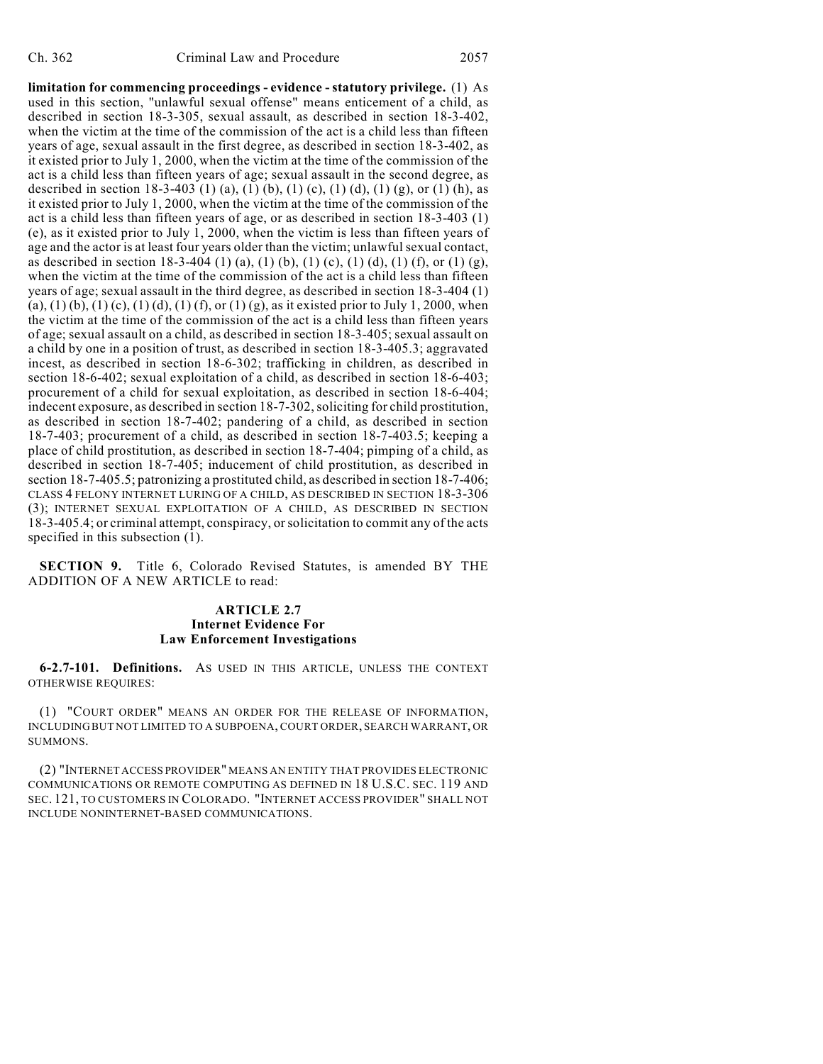**limitation for commencing proceedings - evidence - statutory privilege.** (1) As used in this section, "unlawful sexual offense" means enticement of a child, as described in section 18-3-305, sexual assault, as described in section 18-3-402, when the victim at the time of the commission of the act is a child less than fifteen years of age, sexual assault in the first degree, as described in section 18-3-402, as it existed prior to July 1, 2000, when the victim at the time of the commission of the act is a child less than fifteen years of age; sexual assault in the second degree, as described in section 18-3-403 (1) (a), (1) (b), (1) (c), (1) (d), (1) (g), or (1) (h), as it existed prior to July 1, 2000, when the victim at the time of the commission of the act is a child less than fifteen years of age, or as described in section 18-3-403 (1) (e), as it existed prior to July 1, 2000, when the victim is less than fifteen years of age and the actor is at least four years older than the victim; unlawful sexual contact, as described in section 18-3-404 (1) (a), (1) (b), (1) (c), (1) (d), (1) (f), or (1) (g), when the victim at the time of the commission of the act is a child less than fifteen years of age; sexual assault in the third degree, as described in section 18-3-404 (1) (a), (1) (b), (1) (c), (1) (d), (1) (f), or (1) (g), as it existed prior to July 1, 2000, when the victim at the time of the commission of the act is a child less than fifteen years of age; sexual assault on a child, as described in section 18-3-405; sexual assault on a child by one in a position of trust, as described in section 18-3-405.3; aggravated incest, as described in section 18-6-302; trafficking in children, as described in section 18-6-402; sexual exploitation of a child, as described in section 18-6-403; procurement of a child for sexual exploitation, as described in section 18-6-404; indecent exposure, as described in section 18-7-302, soliciting for child prostitution, as described in section 18-7-402; pandering of a child, as described in section 18-7-403; procurement of a child, as described in section 18-7-403.5; keeping a place of child prostitution, as described in section 18-7-404; pimping of a child, as described in section 18-7-405; inducement of child prostitution, as described in section 18-7-405.5; patronizing a prostituted child, as described in section 18-7-406; CLASS 4 FELONY INTERNET LURING OF A CHILD, AS DESCRIBED IN SECTION 18-3-306 (3); INTERNET SEXUAL EXPLOITATION OF A CHILD, AS DESCRIBED IN SECTION 18-3-405.4; or criminal attempt, conspiracy, or solicitation to commit any of the acts specified in this subsection (1).

**SECTION 9.** Title 6, Colorado Revised Statutes, is amended BY THE ADDITION OF A NEW ARTICLE to read:

**ARTICLE 2.7**
**Internet Evidence For**
**Law Enforcement Investigations**

**6-2.7-101. Definitions.** AS USED IN THIS ARTICLE, UNLESS THE CONTEXT OTHERWISE REQUIRES:

(1) "COURT ORDER" MEANS AN ORDER FOR THE RELEASE OF INFORMATION, INCLUDING BUT NOT LIMITED TO A SUBPOENA, COURT ORDER, SEARCH WARRANT, OR SUMMONS.

(2) "INTERNET ACCESS PROVIDER" MEANS AN ENTITY THAT PROVIDES ELECTRONIC COMMUNICATIONS OR REMOTE COMPUTING AS DEFINED IN 18 U.S.C. SEC. 119 AND SEC. 121, TO CUSTOMERS IN COLORADO. "INTERNET ACCESS PROVIDER" SHALL NOT INCLUDE NONINTERNET-BASED COMMUNICATIONS.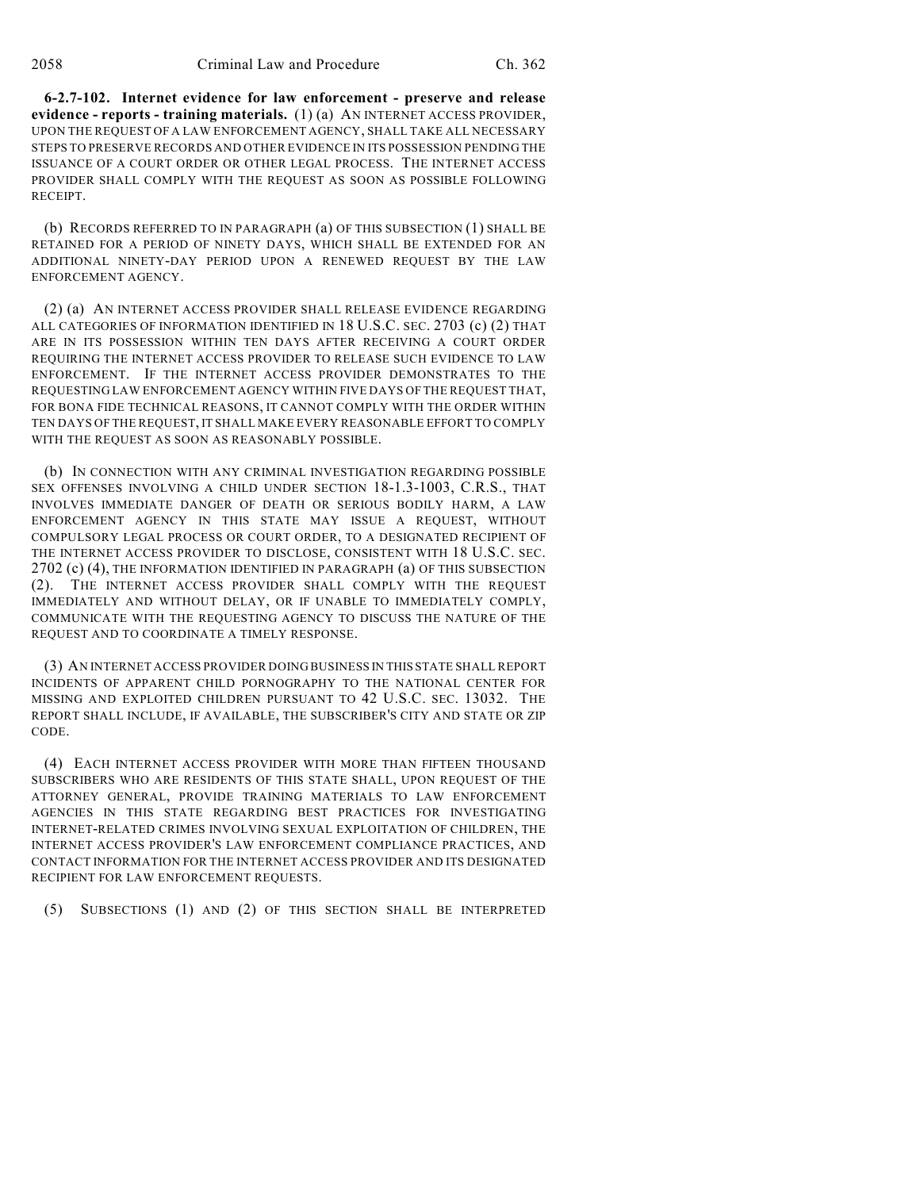**6-2.7-102. Internet evidence for law enforcement - preserve and release evidence - reports - training materials.** (1) (a) AN INTERNET ACCESS PROVIDER, UPON THE REQUEST OF A LAW ENFORCEMENT AGENCY, SHALL TAKE ALL NECESSARY STEPS TO PRESERVE RECORDS AND OTHER EVIDENCE IN ITS POSSESSION PENDING THE ISSUANCE OF A COURT ORDER OR OTHER LEGAL PROCESS. THE INTERNET ACCESS PROVIDER SHALL COMPLY WITH THE REQUEST AS SOON AS POSSIBLE FOLLOWING RECEIPT.

(b) RECORDS REFERRED TO IN PARAGRAPH (a) OF THIS SUBSECTION (1) SHALL BE RETAINED FOR A PERIOD OF NINETY DAYS, WHICH SHALL BE EXTENDED FOR AN ADDITIONAL NINETY-DAY PERIOD UPON A RENEWED REQUEST BY THE LAW ENFORCEMENT AGENCY.

(2) (a) AN INTERNET ACCESS PROVIDER SHALL RELEASE EVIDENCE REGARDING ALL CATEGORIES OF INFORMATION IDENTIFIED IN 18 U.S.C. SEC. 2703 (c) (2) THAT ARE IN ITS POSSESSION WITHIN TEN DAYS AFTER RECEIVING A COURT ORDER REQUIRING THE INTERNET ACCESS PROVIDER TO RELEASE SUCH EVIDENCE TO LAW ENFORCEMENT. IF THE INTERNET ACCESS PROVIDER DEMONSTRATES TO THE REQUESTING LAW ENFORCEMENT AGENCY WITHIN FIVE DAYS OF THE REQUEST THAT, FOR BONA FIDE TECHNICAL REASONS, IT CANNOT COMPLY WITH THE ORDER WITHIN TEN DAYS OF THE REQUEST, IT SHALL MAKE EVERY REASONABLE EFFORT TO COMPLY WITH THE REQUEST AS SOON AS REASONABLY POSSIBLE.

(b) IN CONNECTION WITH ANY CRIMINAL INVESTIGATION REGARDING POSSIBLE SEX OFFENSES INVOLVING A CHILD UNDER SECTION 18-1.3-1003, C.R.S., THAT INVOLVES IMMEDIATE DANGER OF DEATH OR SERIOUS BODILY HARM, A LAW ENFORCEMENT AGENCY IN THIS STATE MAY ISSUE A REQUEST, WITHOUT COMPULSORY LEGAL PROCESS OR COURT ORDER, TO A DESIGNATED RECIPIENT OF THE INTERNET ACCESS PROVIDER TO DISCLOSE, CONSISTENT WITH 18 U.S.C. SEC. 2702 (c) (4), THE INFORMATION IDENTIFIED IN PARAGRAPH (a) OF THIS SUBSECTION (2). THE INTERNET ACCESS PROVIDER SHALL COMPLY WITH THE REQUEST IMMEDIATELY AND WITHOUT DELAY, OR IF UNABLE TO IMMEDIATELY COMPLY, COMMUNICATE WITH THE REQUESTING AGENCY TO DISCUSS THE NATURE OF THE REQUEST AND TO COORDINATE A TIMELY RESPONSE.

(3) AN INTERNET ACCESS PROVIDER DOING BUSINESS IN THIS STATE SHALL REPORT INCIDENTS OF APPARENT CHILD PORNOGRAPHY TO THE NATIONAL CENTER FOR MISSING AND EXPLOITED CHILDREN PURSUANT TO 42 U.S.C. SEC. 13032. THE REPORT SHALL INCLUDE, IF AVAILABLE, THE SUBSCRIBER'S CITY AND STATE OR ZIP CODE.

(4) EACH INTERNET ACCESS PROVIDER WITH MORE THAN FIFTEEN THOUSAND SUBSCRIBERS WHO ARE RESIDENTS OF THIS STATE SHALL, UPON REQUEST OF THE ATTORNEY GENERAL, PROVIDE TRAINING MATERIALS TO LAW ENFORCEMENT AGENCIES IN THIS STATE REGARDING BEST PRACTICES FOR INVESTIGATING INTERNET-RELATED CRIMES INVOLVING SEXUAL EXPLOITATION OF CHILDREN, THE INTERNET ACCESS PROVIDER'S LAW ENFORCEMENT COMPLIANCE PRACTICES, AND CONTACT INFORMATION FOR THE INTERNET ACCESS PROVIDER AND ITS DESIGNATED RECIPIENT FOR LAW ENFORCEMENT REQUESTS.

(5) SUBSECTIONS (1) AND (2) OF THIS SECTION SHALL BE INTERPRETED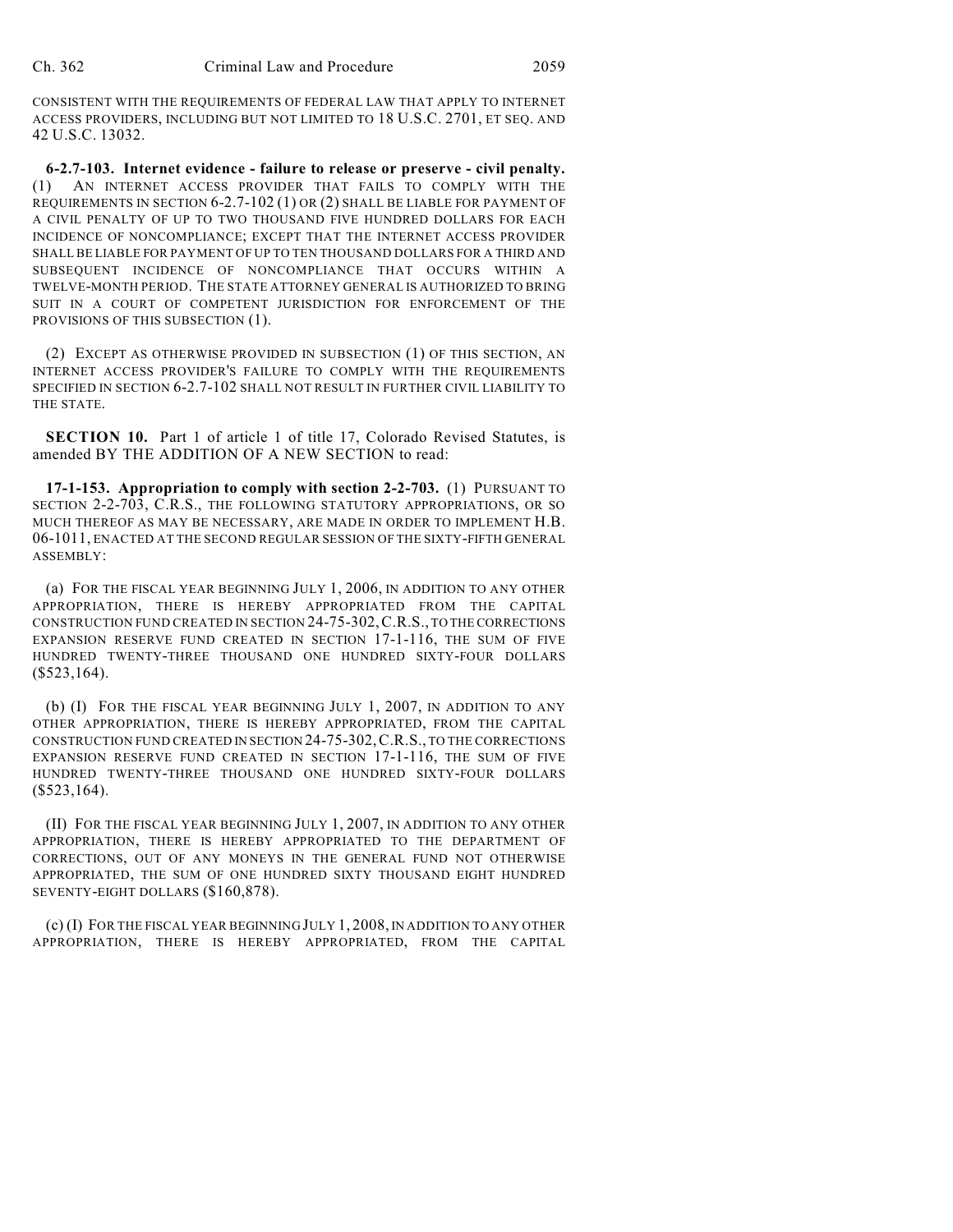CONSISTENT WITH THE REQUIREMENTS OF FEDERAL LAW THAT APPLY TO INTERNET ACCESS PROVIDERS, INCLUDING BUT NOT LIMITED TO 18 U.S.C. 2701, ET SEQ. AND 42 U.S.C. 13032.

**6-2.7-103. Internet evidence - failure to release or preserve - civil penalty.** (1) AN INTERNET ACCESS PROVIDER THAT FAILS TO COMPLY WITH THE REQUIREMENTS IN SECTION 6-2.7-102 (1) OR (2) SHALL BE LIABLE FOR PAYMENT OF A CIVIL PENALTY OF UP TO TWO THOUSAND FIVE HUNDRED DOLLARS FOR EACH INCIDENCE OF NONCOMPLIANCE; EXCEPT THAT THE INTERNET ACCESS PROVIDER SHALL BE LIABLE FOR PAYMENT OF UP TO TEN THOUSAND DOLLARS FOR A THIRD AND SUBSEQUENT INCIDENCE OF NONCOMPLIANCE THAT OCCURS WITHIN A TWELVE-MONTH PERIOD. THE STATE ATTORNEY GENERAL IS AUTHORIZED TO BRING SUIT IN A COURT OF COMPETENT JURISDICTION FOR ENFORCEMENT OF THE PROVISIONS OF THIS SUBSECTION (1).

(2) EXCEPT AS OTHERWISE PROVIDED IN SUBSECTION (1) OF THIS SECTION, AN INTERNET ACCESS PROVIDER'S FAILURE TO COMPLY WITH THE REQUIREMENTS SPECIFIED IN SECTION 6-2.7-102 SHALL NOT RESULT IN FURTHER CIVIL LIABILITY TO THE STATE.

**SECTION 10.** Part 1 of article 1 of title 17, Colorado Revised Statutes, is amended BY THE ADDITION OF A NEW SECTION to read:

**17-1-153. Appropriation to comply with section 2-2-703.** (1) PURSUANT TO SECTION 2-2-703, C.R.S., THE FOLLOWING STATUTORY APPROPRIATIONS, OR SO MUCH THEREOF AS MAY BE NECESSARY, ARE MADE IN ORDER TO IMPLEMENT H.B. 06-1011, ENACTED AT THE SECOND REGULAR SESSION OF THE SIXTY-FIFTH GENERAL ASSEMBLY:

(a) FOR THE FISCAL YEAR BEGINNING JULY 1, 2006, IN ADDITION TO ANY OTHER APPROPRIATION, THERE IS HEREBY APPROPRIATED FROM THE CAPITAL CONSTRUCTION FUND CREATED IN SECTION 24-75-302, C.R.S., TO THE CORRECTIONS EXPANSION RESERVE FUND CREATED IN SECTION 17-1-116, THE SUM OF FIVE HUNDRED TWENTY-THREE THOUSAND ONE HUNDRED SIXTY-FOUR DOLLARS ($523,164).

(b) (I) FOR THE FISCAL YEAR BEGINNING JULY 1, 2007, IN ADDITION TO ANY OTHER APPROPRIATION, THERE IS HEREBY APPROPRIATED, FROM THE CAPITAL CONSTRUCTION FUND CREATED IN SECTION 24-75-302, C.R.S., TO THE CORRECTIONS EXPANSION RESERVE FUND CREATED IN SECTION 17-1-116, THE SUM OF FIVE HUNDRED TWENTY-THREE THOUSAND ONE HUNDRED SIXTY-FOUR DOLLARS ($523,164).

(II) FOR THE FISCAL YEAR BEGINNING JULY 1, 2007, IN ADDITION TO ANY OTHER APPROPRIATION, THERE IS HEREBY APPROPRIATED TO THE DEPARTMENT OF CORRECTIONS, OUT OF ANY MONEYS IN THE GENERAL FUND NOT OTHERWISE APPROPRIATED, THE SUM OF ONE HUNDRED SIXTY THOUSAND EIGHT HUNDRED SEVENTY-EIGHT DOLLARS ($160,878).

(c) (I) FOR THE FISCAL YEAR BEGINNING JULY 1, 2008, IN ADDITION TO ANY OTHER APPROPRIATION, THERE IS HEREBY APPROPRIATED, FROM THE CAPITAL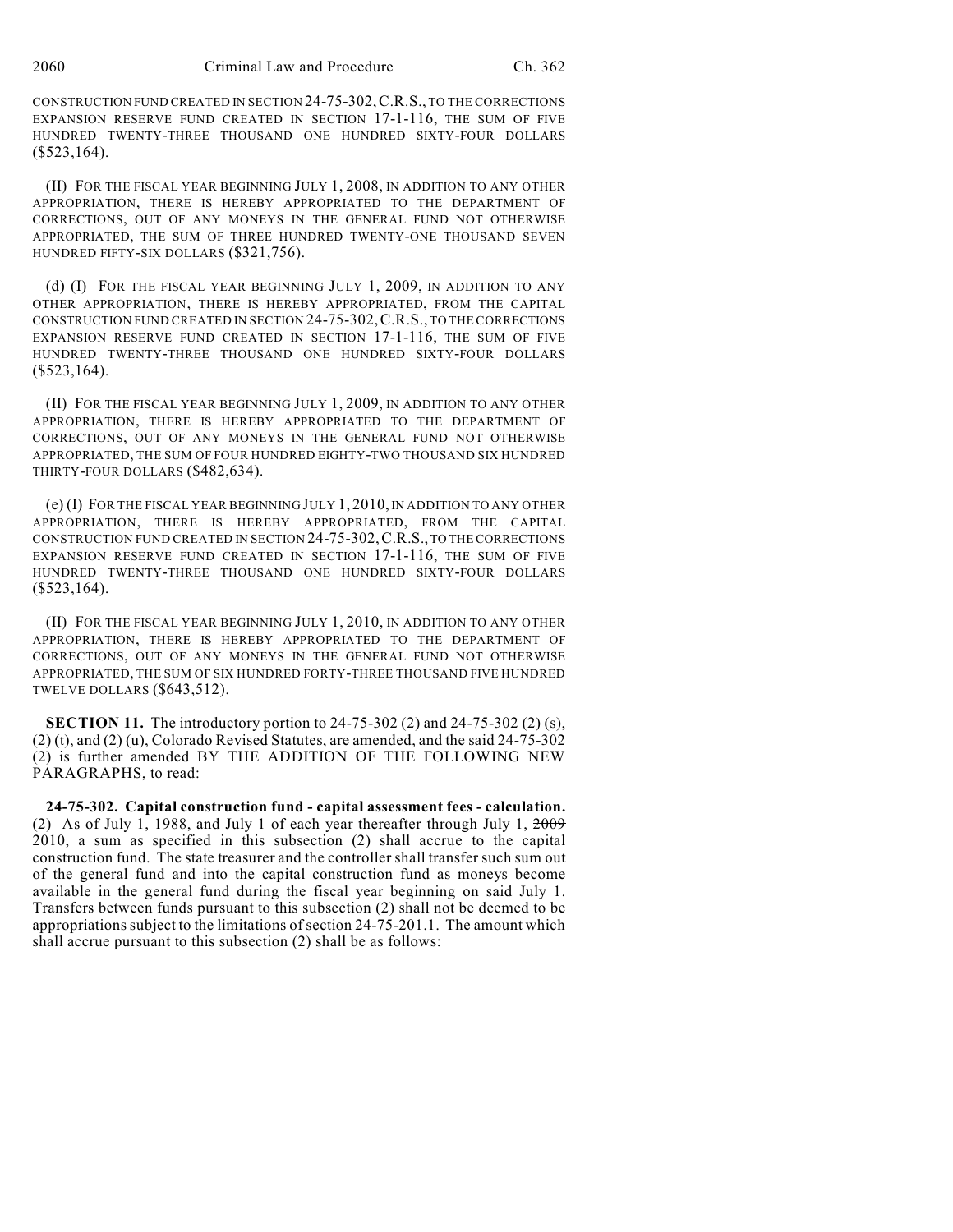CONSTRUCTION FUND CREATED IN SECTION 24-75-302, C.R.S., TO THE CORRECTIONS EXPANSION RESERVE FUND CREATED IN SECTION 17-1-116, THE SUM OF FIVE HUNDRED TWENTY-THREE THOUSAND ONE HUNDRED SIXTY-FOUR DOLLARS ($523,164).

(II) FOR THE FISCAL YEAR BEGINNING JULY 1, 2008, IN ADDITION TO ANY OTHER APPROPRIATION, THERE IS HEREBY APPROPRIATED TO THE DEPARTMENT OF CORRECTIONS, OUT OF ANY MONEYS IN THE GENERAL FUND NOT OTHERWISE APPROPRIATED, THE SUM OF THREE HUNDRED TWENTY-ONE THOUSAND SEVEN HUNDRED FIFTY-SIX DOLLARS ($321,756).

(d) (I) FOR THE FISCAL YEAR BEGINNING JULY 1, 2009, IN ADDITION TO ANY OTHER APPROPRIATION, THERE IS HEREBY APPROPRIATED, FROM THE CAPITAL CONSTRUCTION FUND CREATED IN SECTION 24-75-302, C.R.S., TO THE CORRECTIONS EXPANSION RESERVE FUND CREATED IN SECTION 17-1-116, THE SUM OF FIVE HUNDRED TWENTY-THREE THOUSAND ONE HUNDRED SIXTY-FOUR DOLLARS ($523,164).

(II) FOR THE FISCAL YEAR BEGINNING JULY 1, 2009, IN ADDITION TO ANY OTHER APPROPRIATION, THERE IS HEREBY APPROPRIATED TO THE DEPARTMENT OF CORRECTIONS, OUT OF ANY MONEYS IN THE GENERAL FUND NOT OTHERWISE APPROPRIATED, THE SUM OF FOUR HUNDRED EIGHTY-TWO THOUSAND SIX HUNDRED THIRTY-FOUR DOLLARS ($482,634).

(e) (I) FOR THE FISCAL YEAR BEGINNING JULY 1, 2010, IN ADDITION TO ANY OTHER APPROPRIATION, THERE IS HEREBY APPROPRIATED, FROM THE CAPITAL CONSTRUCTION FUND CREATED IN SECTION 24-75-302, C.R.S., TO THE CORRECTIONS EXPANSION RESERVE FUND CREATED IN SECTION 17-1-116, THE SUM OF FIVE HUNDRED TWENTY-THREE THOUSAND ONE HUNDRED SIXTY-FOUR DOLLARS ($523,164).

(II) FOR THE FISCAL YEAR BEGINNING JULY 1, 2010, IN ADDITION TO ANY OTHER APPROPRIATION, THERE IS HEREBY APPROPRIATED TO THE DEPARTMENT OF CORRECTIONS, OUT OF ANY MONEYS IN THE GENERAL FUND NOT OTHERWISE APPROPRIATED, THE SUM OF SIX HUNDRED FORTY-THREE THOUSAND FIVE HUNDRED TWELVE DOLLARS ($643,512).

**SECTION 11.** The introductory portion to 24-75-302 (2) and 24-75-302 (2) (s), (2) (t), and (2) (u), Colorado Revised Statutes, are amended, and the said 24-75-302 (2) is further amended BY THE ADDITION OF THE FOLLOWING NEW PARAGRAPHS, to read:

**24-75-302. Capital construction fund - capital assessment fees - calculation.** (2) As of July 1, 1988, and July 1 of each year thereafter through July 1, ~~2009~~ 2010, a sum as specified in this subsection (2) shall accrue to the capital construction fund. The state treasurer and the controller shall transfer such sum out of the general fund and into the capital construction fund as moneys become available in the general fund during the fiscal year beginning on said July 1. Transfers between funds pursuant to this subsection (2) shall not be deemed to be appropriations subject to the limitations of section 24-75-201.1. The amount which shall accrue pursuant to this subsection (2) shall be as follows: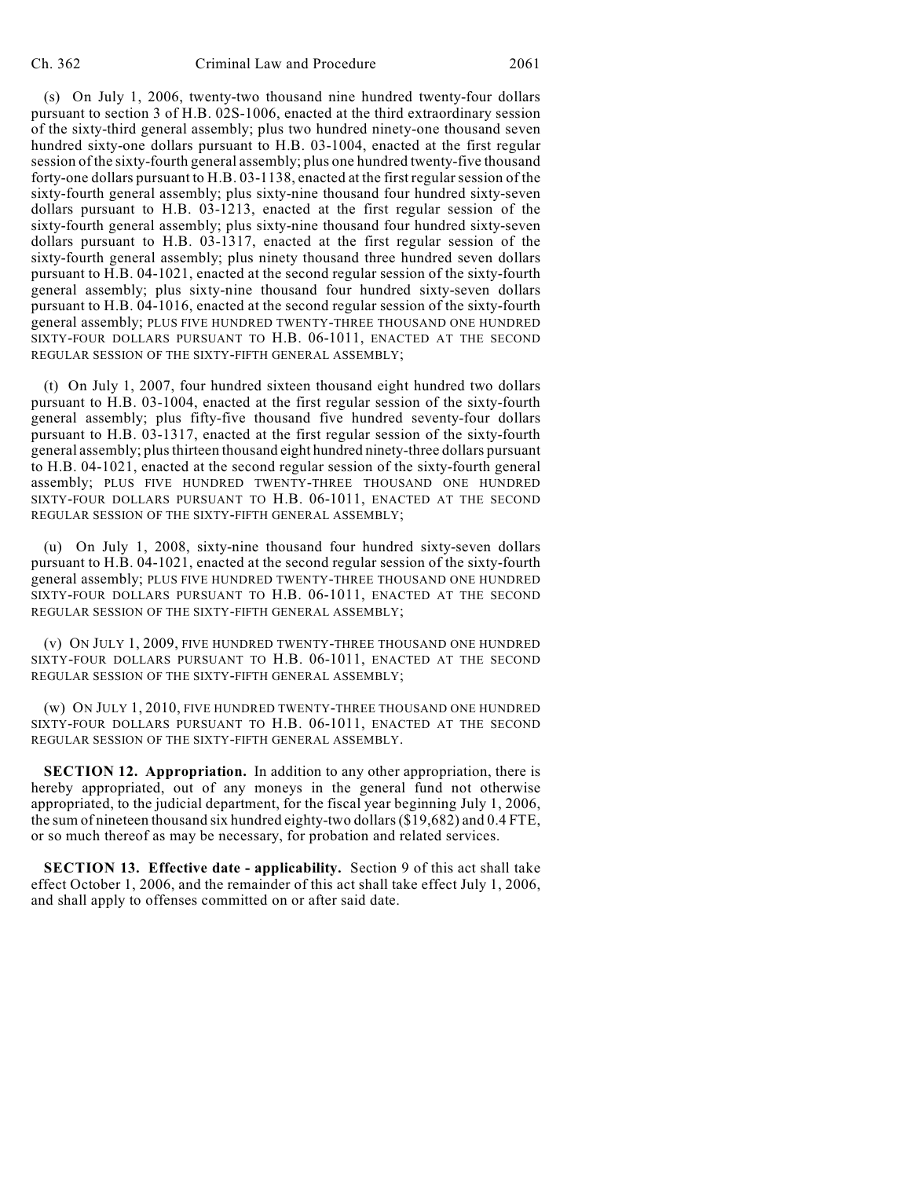(s) On July 1, 2006, twenty-two thousand nine hundred twenty-four dollars pursuant to section 3 of H.B. 02S-1006, enacted at the third extraordinary session of the sixty-third general assembly; plus two hundred ninety-one thousand seven hundred sixty-one dollars pursuant to H.B. 03-1004, enacted at the first regular session of the sixty-fourth general assembly; plus one hundred twenty-five thousand forty-one dollars pursuant to H.B. 03-1138, enacted at the first regular session of the sixty-fourth general assembly; plus sixty-nine thousand four hundred sixty-seven dollars pursuant to H.B. 03-1213, enacted at the first regular session of the sixty-fourth general assembly; plus sixty-nine thousand four hundred sixty-seven dollars pursuant to H.B. 03-1317, enacted at the first regular session of the sixty-fourth general assembly; plus ninety thousand three hundred seven dollars pursuant to H.B. 04-1021, enacted at the second regular session of the sixty-fourth general assembly; plus sixty-nine thousand four hundred sixty-seven dollars pursuant to H.B. 04-1016, enacted at the second regular session of the sixty-fourth general assembly; PLUS FIVE HUNDRED TWENTY-THREE THOUSAND ONE HUNDRED SIXTY-FOUR DOLLARS PURSUANT TO H.B. 06-1011, ENACTED AT THE SECOND REGULAR SESSION OF THE SIXTY-FIFTH GENERAL ASSEMBLY;

(t) On July 1, 2007, four hundred sixteen thousand eight hundred two dollars pursuant to H.B. 03-1004, enacted at the first regular session of the sixty-fourth general assembly; plus fifty-five thousand five hundred seventy-four dollars pursuant to H.B. 03-1317, enacted at the first regular session of the sixty-fourth general assembly; plus thirteen thousand eight hundred ninety-three dollars pursuant to H.B. 04-1021, enacted at the second regular session of the sixty-fourth general assembly; PLUS FIVE HUNDRED TWENTY-THREE THOUSAND ONE HUNDRED SIXTY-FOUR DOLLARS PURSUANT TO H.B. 06-1011, ENACTED AT THE SECOND REGULAR SESSION OF THE SIXTY-FIFTH GENERAL ASSEMBLY;

(u) On July 1, 2008, sixty-nine thousand four hundred sixty-seven dollars pursuant to H.B. 04-1021, enacted at the second regular session of the sixty-fourth general assembly; PLUS FIVE HUNDRED TWENTY-THREE THOUSAND ONE HUNDRED SIXTY-FOUR DOLLARS PURSUANT TO H.B. 06-1011, ENACTED AT THE SECOND REGULAR SESSION OF THE SIXTY-FIFTH GENERAL ASSEMBLY;

(v) ON JULY 1, 2009, FIVE HUNDRED TWENTY-THREE THOUSAND ONE HUNDRED SIXTY-FOUR DOLLARS PURSUANT TO H.B. 06-1011, ENACTED AT THE SECOND REGULAR SESSION OF THE SIXTY-FIFTH GENERAL ASSEMBLY;

(w) ON JULY 1, 2010, FIVE HUNDRED TWENTY-THREE THOUSAND ONE HUNDRED SIXTY-FOUR DOLLARS PURSUANT TO H.B. 06-1011, ENACTED AT THE SECOND REGULAR SESSION OF THE SIXTY-FIFTH GENERAL ASSEMBLY.

**SECTION 12. Appropriation.** In addition to any other appropriation, there is hereby appropriated, out of any moneys in the general fund not otherwise appropriated, to the judicial department, for the fiscal year beginning July 1, 2006, the sum of nineteen thousand six hundred eighty-two dollars ($19,682) and 0.4 FTE, or so much thereof as may be necessary, for probation and related services.

**SECTION 13. Effective date - applicability.** Section 9 of this act shall take effect October 1, 2006, and the remainder of this act shall take effect July 1, 2006, and shall apply to offenses committed on or after said date.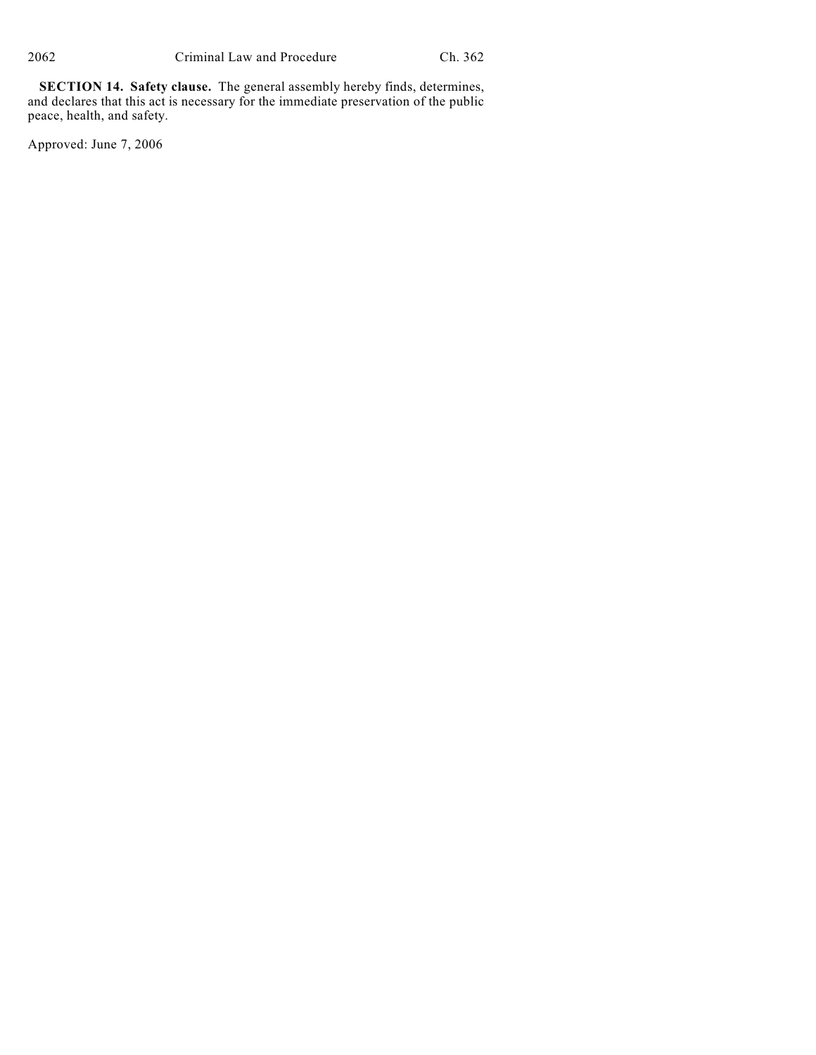**SECTION 14. Safety clause.** The general assembly hereby finds, determines, and declares that this act is necessary for the immediate preservation of the public peace, health, and safety.

Approved: June 7, 2006